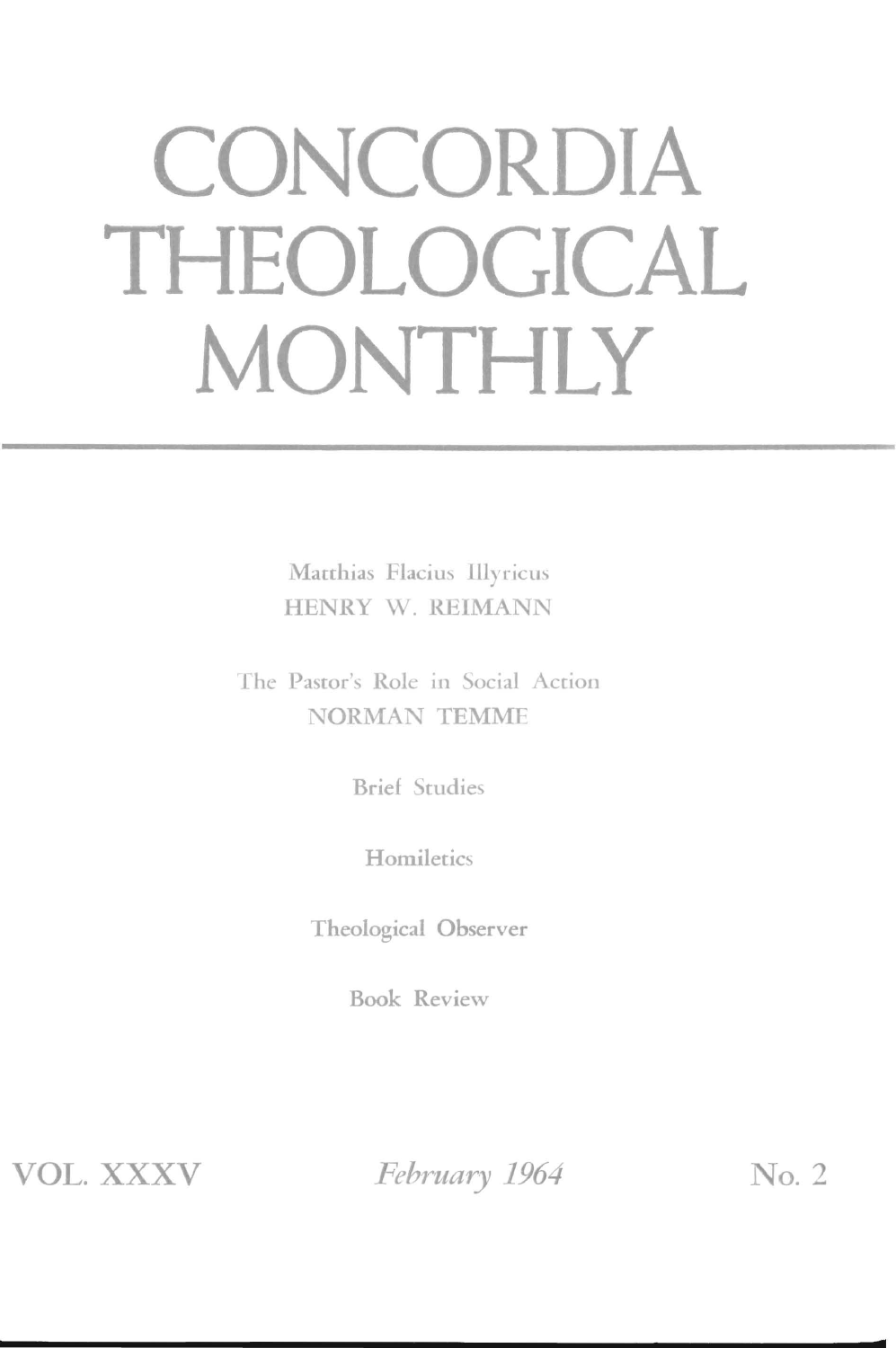# CONCORDIA THEOLOGICAL MONTHLY

Matthias Flacius Illyricus
HENRY W. REIMANN

The Pastor's Role in Social Action
NORMAN TEMME

Brief Studies

Homiletics

Theological Observer

Book Review

VOL. XXXV — *February 1964* — No. 2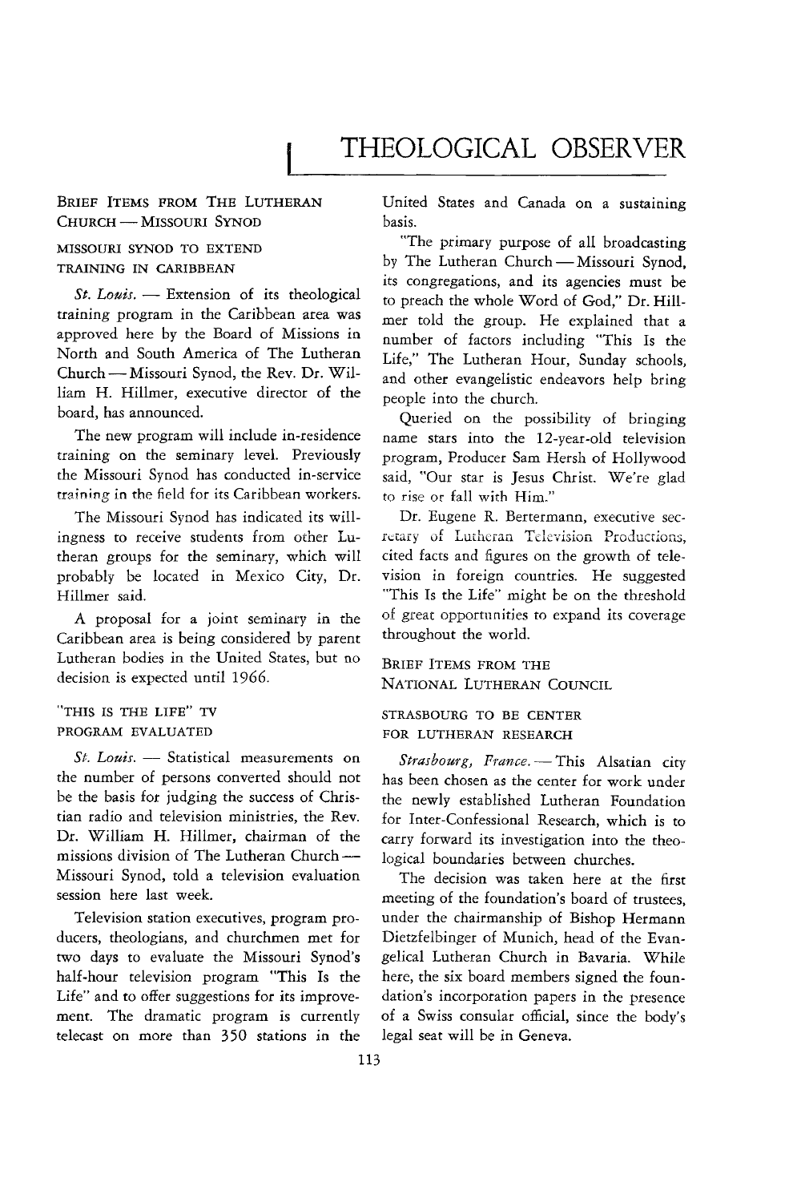# THEOLOGICAL OBSERVER

## BRIEF ITEMS FROM THE LUTHERAN CHURCH — MISSOURI SYNOD

### MISSOURI SYNOD TO EXTEND TRAINING IN CARIBBEAN

*St. Louis.* — Extension of its theological training program in the Caribbean area was approved here by the Board of Missions in North and South America of The Lutheran Church — Missouri Synod, the Rev. Dr. William H. Hillmer, executive director of the board, has announced.

The new program will include in-residence training on the seminary level. Previously the Missouri Synod has conducted in-service training in the field for its Caribbean workers.

The Missouri Synod has indicated its willingness to receive students from other Lutheran groups for the seminary, which will probably be located in Mexico City, Dr. Hillmer said.

A proposal for a joint seminary in the Caribbean area is being considered by parent Lutheran bodies in the United States, but no decision is expected until 1966.

### "THIS IS THE LIFE" TV PROGRAM EVALUATED

*St. Louis.* — Statistical measurements on the number of persons converted should not be the basis for judging the success of Christian radio and television ministries, the Rev. Dr. William H. Hillmer, chairman of the missions division of The Lutheran Church — Missouri Synod, told a television evaluation session here last week.

Television station executives, program producers, theologians, and churchmen met for two days to evaluate the Missouri Synod's half-hour television program "This Is the Life" and to offer suggestions for its improvement. The dramatic program is currently telecast on more than 350 stations in the United States and Canada on a sustaining basis.

"The primary purpose of all broadcasting by The Lutheran Church — Missouri Synod, its congregations, and its agencies must be to preach the whole Word of God," Dr. Hillmer told the group. He explained that a number of factors including "This Is the Life," The Lutheran Hour, Sunday schools, and other evangelistic endeavors help bring people into the church.

Queried on the possibility of bringing name stars into the 12-year-old television program, Producer Sam Hersh of Hollywood said, "Our star is Jesus Christ. We're glad to rise or fall with Him."

Dr. Eugene R. Bertermann, executive secretary of Lutheran Television Productions, cited facts and figures on the growth of television in foreign countries. He suggested "This Is the Life" might be on the threshold of great opportunities to expand its coverage throughout the world.

## BRIEF ITEMS FROM THE NATIONAL LUTHERAN COUNCIL

### STRASBOURG TO BE CENTER FOR LUTHERAN RESEARCH

*Strasbourg, France.* — This Alsatian city has been chosen as the center for work under the newly established Lutheran Foundation for Inter-Confessional Research, which is to carry forward its investigation into the theological boundaries between churches.

The decision was taken here at the first meeting of the foundation's board of trustees, under the chairmanship of Bishop Hermann Dietzfelbinger of Munich, head of the Evangelical Lutheran Church in Bavaria. While here, the six board members signed the foundation's incorporation papers in the presence of a Swiss consular official, since the body's legal seat will be in Geneva.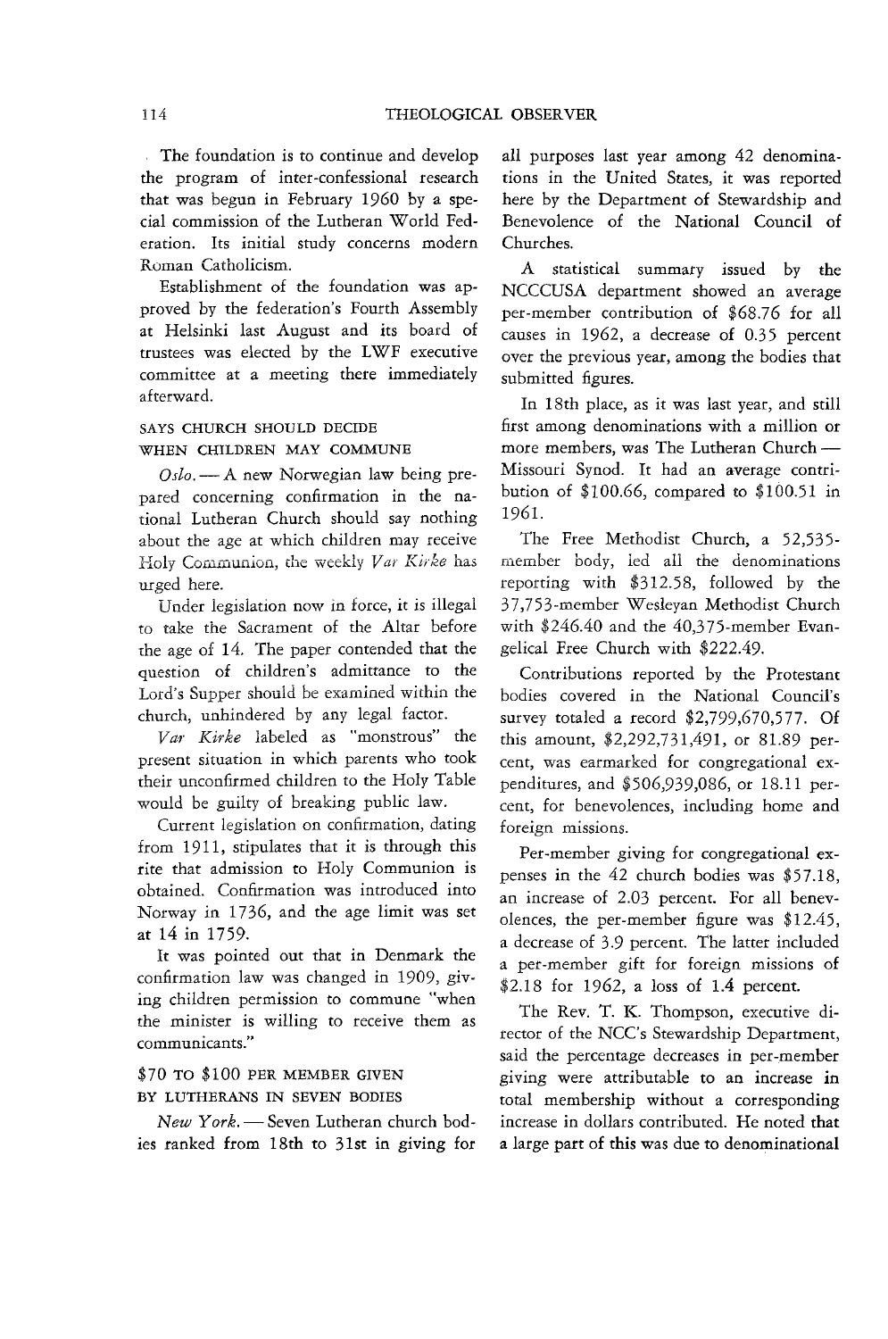The foundation is to continue and develop the program of inter-confessional research that was begun in February 1960 by a special commission of the Lutheran World Federation. Its initial study concerns modern Roman Catholicism.

Establishment of the foundation was approved by the federation's Fourth Assembly at Helsinki last August and its board of trustees was elected by the LWF executive committee at a meeting there immediately afterward.

### SAYS CHURCH SHOULD DECIDE WHEN CHILDREN MAY COMMUNE

*Oslo.* — A new Norwegian law being prepared concerning confirmation in the national Lutheran Church should say nothing about the age at which children may receive Holy Communion, the weekly *Var Kirke* has urged here.

Under legislation now in force, it is illegal to take the Sacrament of the Altar before the age of 14. The paper contended that the question of children's admittance to the Lord's Supper should be examined within the church, unhindered by any legal factor.

*Var Kirke* labeled as "monstrous" the present situation in which parents who took their unconfirmed children to the Holy Table would be guilty of breaking public law.

Current legislation on confirmation, dating from 1911, stipulates that it is through this rite that admission to Holy Communion is obtained. Confirmation was introduced into Norway in 1736, and the age limit was set at 14 in 1759.

It was pointed out that in Denmark the confirmation law was changed in 1909, giving children permission to commune "when the minister is willing to receive them as communicants."

### $70 TO $100 PER MEMBER GIVEN BY LUTHERANS IN SEVEN BODIES

*New York.* — Seven Lutheran church bodies ranked from 18th to 31st in giving for all purposes last year among 42 denominations in the United States, it was reported here by the Department of Stewardship and Benevolence of the National Council of Churches.

A statistical summary issued by the NCCCUSA department showed an average per-member contribution of $68.76 for all causes in 1962, a decrease of 0.35 percent over the previous year, among the bodies that submitted figures.

In 18th place, as it was last year, and still first among denominations with a million or more members, was The Lutheran Church — Missouri Synod. It had an average contribution of $100.66, compared to $100.51 in 1961.

The Free Methodist Church, a 52,535-member body, led all the denominations reporting with $312.58, followed by the 37,753-member Wesleyan Methodist Church with $246.40 and the 40,375-member Evangelical Free Church with $222.49.

Contributions reported by the Protestant bodies covered in the National Council's survey totaled a record $2,799,670,577. Of this amount, $2,292,731,491, or 81.89 percent, was earmarked for congregational expenditures, and $506,939,086, or 18.11 percent, for benevolences, including home and foreign missions.

Per-member giving for congregational expenses in the 42 church bodies was $57.18, an increase of 2.03 percent. For all benevolences, the per-member figure was $12.45, a decrease of 3.9 percent. The latter included a per-member gift for foreign missions of $2.18 for 1962, a loss of 1.4 percent.

The Rev. T. K. Thompson, executive director of the NCC's Stewardship Department, said the percentage decreases in per-member giving were attributable to an increase in total membership without a corresponding increase in dollars contributed. He noted that a large part of this was due to denominational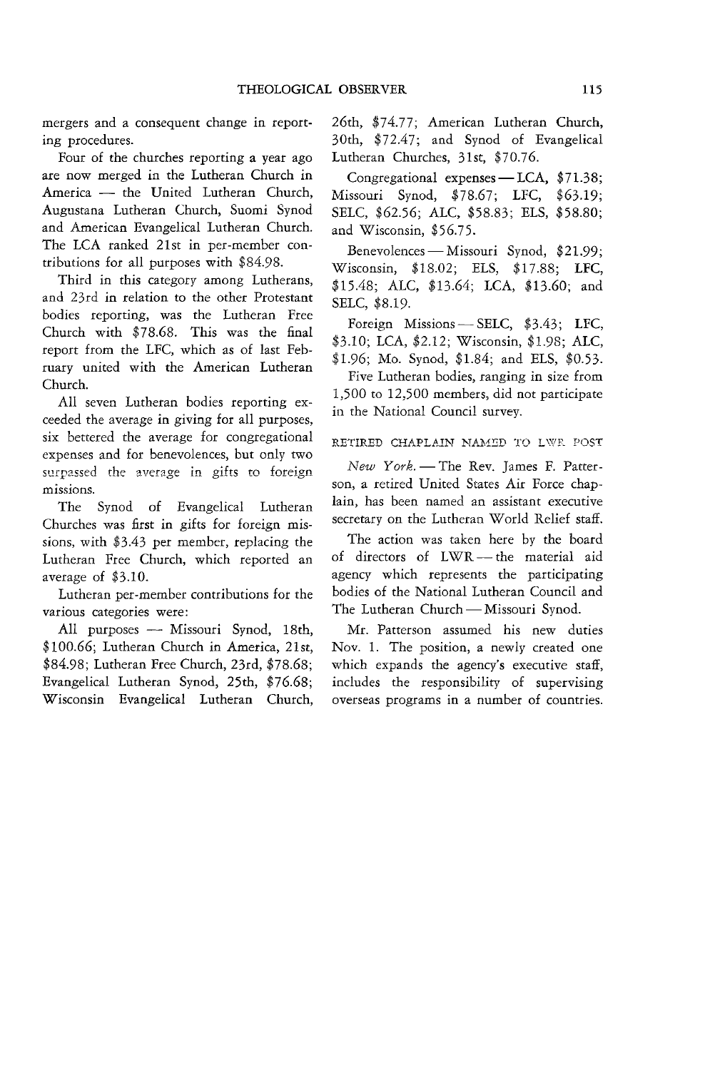mergers and a consequent change in reporting procedures.

Four of the churches reporting a year ago are now merged in the Lutheran Church in America — the United Lutheran Church, Augustana Lutheran Church, Suomi Synod and American Evangelical Lutheran Church. The LCA ranked 21st in per-member contributions for all purposes with $84.98.

Third in this category among Lutherans, and 23rd in relation to the other Protestant bodies reporting, was the Lutheran Free Church with $78.68. This was the final report from the LFC, which as of last February united with the American Lutheran Church.

All seven Lutheran bodies reporting exceeded the average in giving for all purposes, six bettered the average for congregational expenses and for benevolences, but only two surpassed the average in gifts to foreign missions.

The Synod of Evangelical Lutheran Churches was first in gifts for foreign missions, with $3.43 per member, replacing the Lutheran Free Church, which reported an average of $3.10.

Lutheran per-member contributions for the various categories were:

All purposes — Missouri Synod, 18th, $100.66; Lutheran Church in America, 21st, $84.98; Lutheran Free Church, 23rd, $78.68; Evangelical Lutheran Synod, 25th, $76.68; Wisconsin Evangelical Lutheran Church, 26th, $74.77; American Lutheran Church, 30th, $72.47; and Synod of Evangelical Lutheran Churches, 31st, $70.76.

Congregational expenses — LCA, $71.38; Missouri Synod, $78.67; LFC, $63.19; SELC, $62.56; ALC, $58.83; ELS, $58.80; and Wisconsin, $56.75.

Benevolences — Missouri Synod, $21.99; Wisconsin, $18.02; ELS, $17.88; LFC, $15.48; ALC, $13.64; LCA, $13.60; and SELC, $8.19.

Foreign Missions — SELC, $3.43; LFC, $3.10; LCA, $2.12; Wisconsin, $1.98; ALC, $1.96; Mo. Synod, $1.84; and ELS, $0.53.

Five Lutheran bodies, ranging in size from 1,500 to 12,500 members, did not participate in the National Council survey.

### RETIRED CHAPLAIN NAMED TO LWR POST

*New York.* — The Rev. James F. Patterson, a retired United States Air Force chaplain, has been named an assistant executive secretary on the Lutheran World Relief staff.

The action was taken here by the board of directors of LWR — the material aid agency which represents the participating bodies of the National Lutheran Council and The Lutheran Church — Missouri Synod.

Mr. Patterson assumed his new duties Nov. 1. The position, a newly created one which expands the agency's executive staff, includes the responsibility of supervising overseas programs in a number of countries.